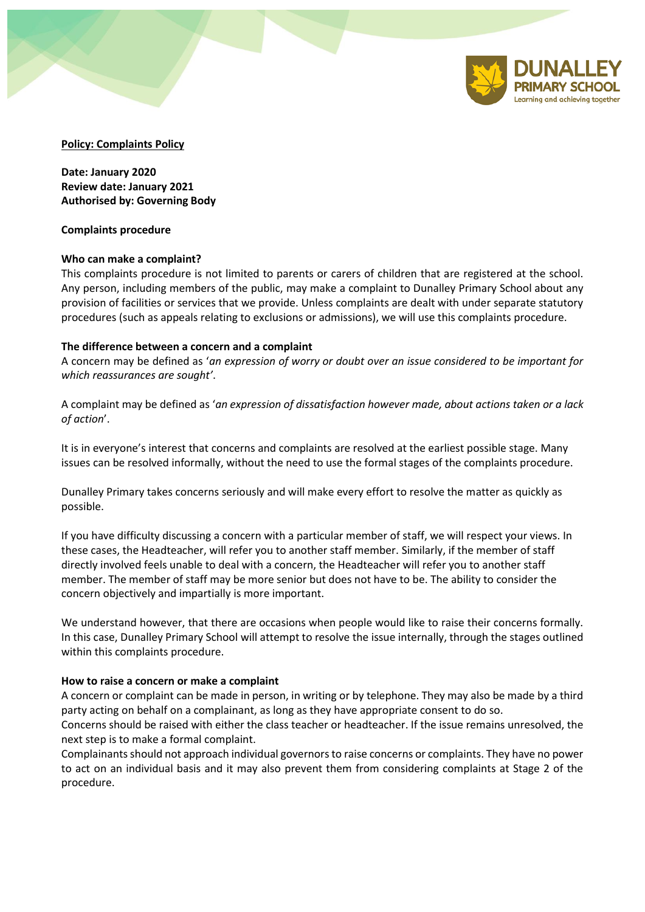**Policy: Complaints Policy**

**Date: January 2020**
**Review date: January 2021**
**Authorised by: Governing Body**

**Complaints procedure**

**Who can make a complaint?**

This complaints procedure is not limited to parents or carers of children that are registered at the school. Any person, including members of the public, may make a complaint to Dunalley Primary School about any provision of facilities or services that we provide. Unless complaints are dealt with under separate statutory procedures (such as appeals relating to exclusions or admissions), we will use this complaints procedure.

**The difference between a concern and a complaint**

A concern may be defined as '*an expression of worry or doubt over an issue considered to be important for which reassurances are sought*'.

A complaint may be defined as '*an expression of dissatisfaction however made, about actions taken or a lack of action*'.

It is in everyone's interest that concerns and complaints are resolved at the earliest possible stage. Many issues can be resolved informally, without the need to use the formal stages of the complaints procedure.

Dunalley Primary takes concerns seriously and will make every effort to resolve the matter as quickly as possible.

If you have difficulty discussing a concern with a particular member of staff, we will respect your views. In these cases, the Headteacher, will refer you to another staff member. Similarly, if the member of staff directly involved feels unable to deal with a concern, the Headteacher will refer you to another staff member. The member of staff may be more senior but does not have to be. The ability to consider the concern objectively and impartially is more important.

We understand however, that there are occasions when people would like to raise their concerns formally. In this case, Dunalley Primary School will attempt to resolve the issue internally, through the stages outlined within this complaints procedure.

**How to raise a concern or make a complaint**

A concern or complaint can be made in person, in writing or by telephone. They may also be made by a third party acting on behalf on a complainant, as long as they have appropriate consent to do so.
Concerns should be raised with either the class teacher or headteacher. If the issue remains unresolved, the next step is to make a formal complaint.
Complainants should not approach individual governors to raise concerns or complaints. They have no power to act on an individual basis and it may also prevent them from considering complaints at Stage 2 of the procedure.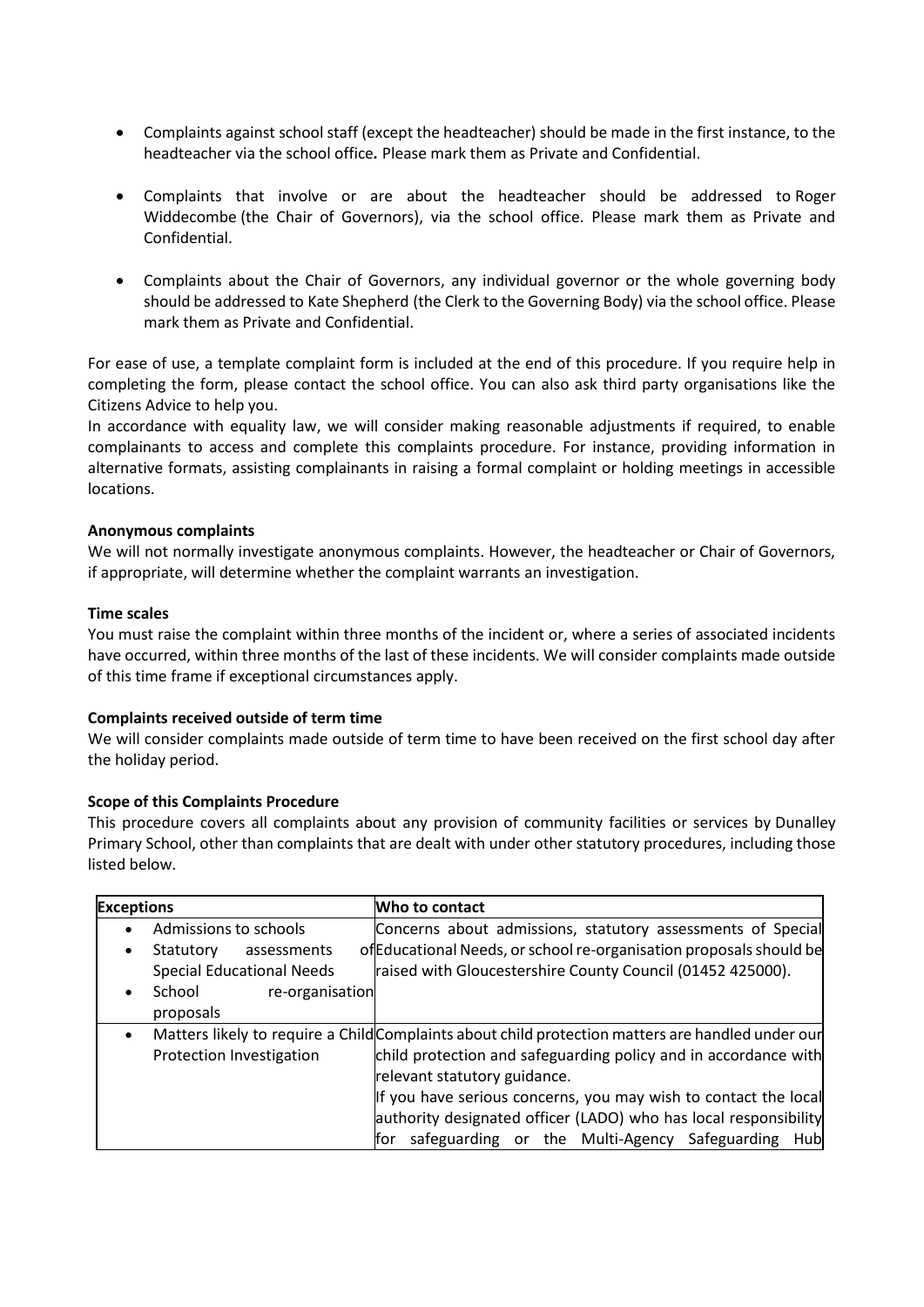- Complaints against school staff (except the headteacher) should be made in the first instance, to the headteacher via the school office. Please mark them as Private and Confidential.
- Complaints that involve or are about the headteacher should be addressed to Roger Widdecombe (the Chair of Governors), via the school office. Please mark them as Private and Confidential.
- Complaints about the Chair of Governors, any individual governor or the whole governing body should be addressed to Kate Shepherd (the Clerk to the Governing Body) via the school office. Please mark them as Private and Confidential.

For ease of use, a template complaint form is included at the end of this procedure. If you require help in completing the form, please contact the school office. You can also ask third party organisations like the Citizens Advice to help you.

In accordance with equality law, we will consider making reasonable adjustments if required, to enable complainants to access and complete this complaints procedure. For instance, providing information in alternative formats, assisting complainants in raising a formal complaint or holding meetings in accessible locations.

**Anonymous complaints**

We will not normally investigate anonymous complaints. However, the headteacher or Chair of Governors, if appropriate, will determine whether the complaint warrants an investigation.

**Time scales**

You must raise the complaint within three months of the incident or, where a series of associated incidents have occurred, within three months of the last of these incidents. We will consider complaints made outside of this time frame if exceptional circumstances apply.

**Complaints received outside of term time**

We will consider complaints made outside of term time to have been received on the first school day after the holiday period.

**Scope of this Complaints Procedure**

This procedure covers all complaints about any provision of community facilities or services by Dunalley Primary School, other than complaints that are dealt with under other statutory procedures, including those listed below.

| Exceptions | Who to contact |
|---|---|
| • Admissions to schools<br>• Statutory assessments of Special Educational Needs<br>• School re-organisation proposals | Concerns about admissions, statutory assessments of Special Educational Needs, or school re-organisation proposals should be raised with Gloucestershire County Council (01452 425000). |
| • Matters likely to require a Child Protection Investigation | Complaints about child protection matters are handled under our child protection and safeguarding policy and in accordance with relevant statutory guidance.<br>If you have serious concerns, you may wish to contact the local authority designated officer (LADO) who has local responsibility for safeguarding or the Multi-Agency Safeguarding Hub |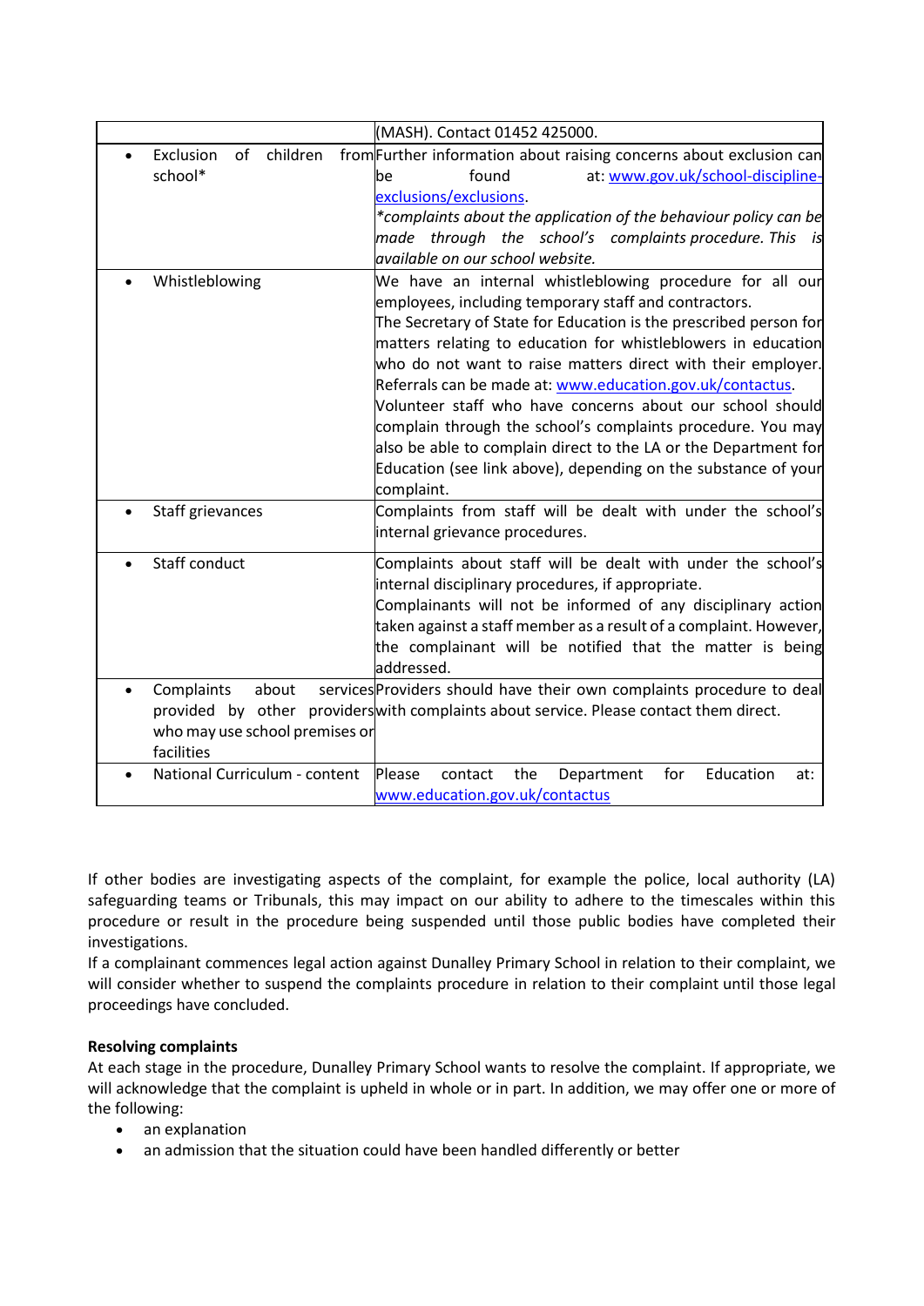| | |
|---|---|
| | (MASH). Contact 01452 425000. |
| • Exclusion of children from school* | Further information about raising concerns about exclusion can be found at: [www.gov.uk/school-discipline-exclusions/exclusions](www.gov.uk/school-discipline-exclusions/exclusions). *\*complaints about the application of the behaviour policy can be made through the school's complaints procedure. This is available on our school website.* |
| • Whistleblowing | We have an internal whistleblowing procedure for all our employees, including temporary staff and contractors. The Secretary of State for Education is the prescribed person for matters relating to education for whistleblowers in education who do not want to raise matters direct with their employer. Referrals can be made at: [www.education.gov.uk/contactus](www.education.gov.uk/contactus). Volunteer staff who have concerns about our school should complain through the school's complaints procedure. You may also be able to complain direct to the LA or the Department for Education (see link above), depending on the substance of your complaint. |
| • Staff grievances | Complaints from staff will be dealt with under the school's internal grievance procedures. |
| • Staff conduct | Complaints about staff will be dealt with under the school's internal disciplinary procedures, if appropriate. Complainants will not be informed of any disciplinary action taken against a staff member as a result of a complaint. However, the complainant will be notified that the matter is being addressed. |
| • Complaints about services provided by other providers who may use school premises or facilities | Providers should have their own complaints procedure to deal with complaints about service. Please contact them direct. |
| • National Curriculum - content | Please contact the Department for Education at: [www.education.gov.uk/contactus](www.education.gov.uk/contactus) |

If other bodies are investigating aspects of the complaint, for example the police, local authority (LA) safeguarding teams or Tribunals, this may impact on our ability to adhere to the timescales within this procedure or result in the procedure being suspended until those public bodies have completed their investigations.

If a complainant commences legal action against Dunalley Primary School in relation to their complaint, we will consider whether to suspend the complaints procedure in relation to their complaint until those legal proceedings have concluded.

**Resolving complaints**

At each stage in the procedure, Dunalley Primary School wants to resolve the complaint. If appropriate, we will acknowledge that the complaint is upheld in whole or in part. In addition, we may offer one or more of the following:

- an explanation
- an admission that the situation could have been handled differently or better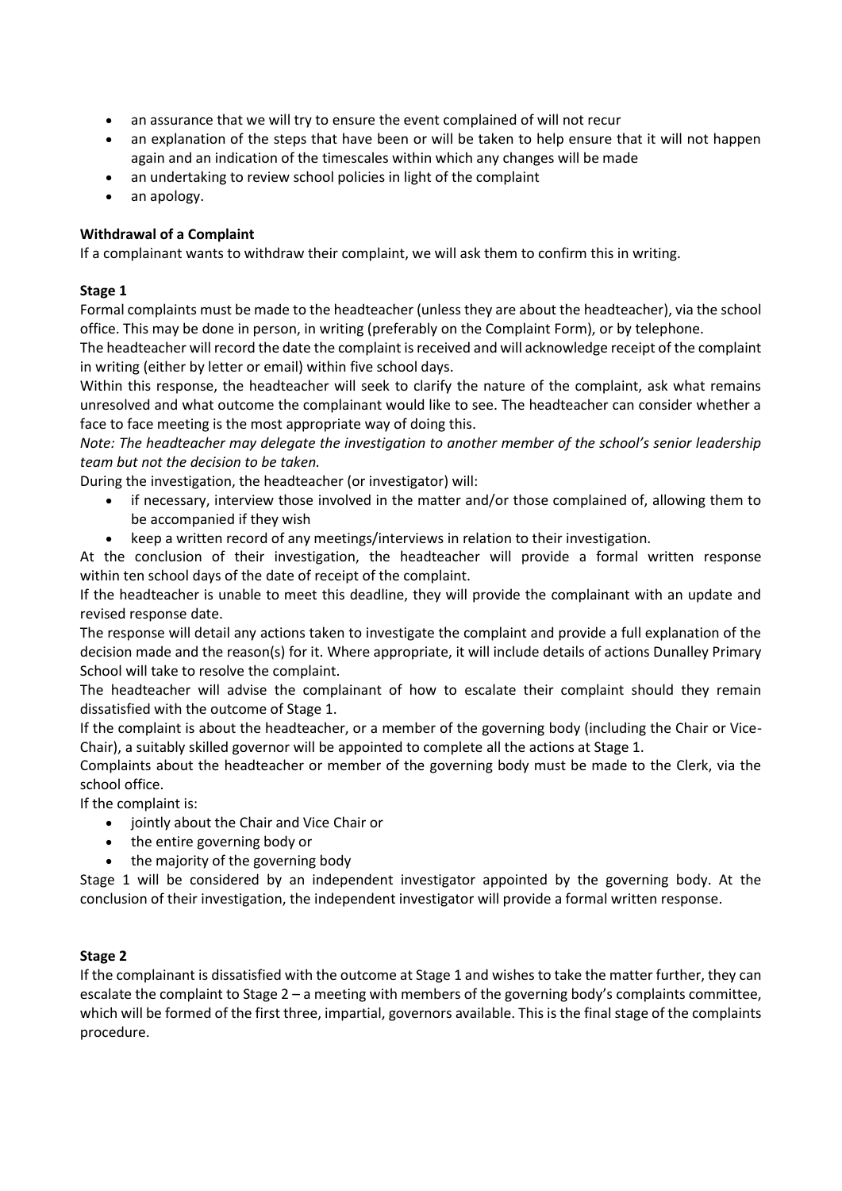- an assurance that we will try to ensure the event complained of will not recur
- an explanation of the steps that have been or will be taken to help ensure that it will not happen again and an indication of the timescales within which any changes will be made
- an undertaking to review school policies in light of the complaint
- an apology.

**Withdrawal of a Complaint**

If a complainant wants to withdraw their complaint, we will ask them to confirm this in writing.

**Stage 1**

Formal complaints must be made to the headteacher (unless they are about the headteacher), via the school office. This may be done in person, in writing (preferably on the Complaint Form), or by telephone.

The headteacher will record the date the complaint is received and will acknowledge receipt of the complaint in writing (either by letter or email) within five school days.

Within this response, the headteacher will seek to clarify the nature of the complaint, ask what remains unresolved and what outcome the complainant would like to see. The headteacher can consider whether a face to face meeting is the most appropriate way of doing this.

*Note: The headteacher may delegate the investigation to another member of the school's senior leadership team but not the decision to be taken.*

During the investigation, the headteacher (or investigator) will:

- if necessary, interview those involved in the matter and/or those complained of, allowing them to be accompanied if they wish
- keep a written record of any meetings/interviews in relation to their investigation.

At the conclusion of their investigation, the headteacher will provide a formal written response within ten school days of the date of receipt of the complaint.

If the headteacher is unable to meet this deadline, they will provide the complainant with an update and revised response date.

The response will detail any actions taken to investigate the complaint and provide a full explanation of the decision made and the reason(s) for it. Where appropriate, it will include details of actions Dunalley Primary School will take to resolve the complaint.

The headteacher will advise the complainant of how to escalate their complaint should they remain dissatisfied with the outcome of Stage 1.

If the complaint is about the headteacher, or a member of the governing body (including the Chair or Vice-Chair), a suitably skilled governor will be appointed to complete all the actions at Stage 1.

Complaints about the headteacher or member of the governing body must be made to the Clerk, via the school office.

If the complaint is:

- jointly about the Chair and Vice Chair or
- the entire governing body or
- the majority of the governing body

Stage 1 will be considered by an independent investigator appointed by the governing body. At the conclusion of their investigation, the independent investigator will provide a formal written response.

**Stage 2**

If the complainant is dissatisfied with the outcome at Stage 1 and wishes to take the matter further, they can escalate the complaint to Stage 2 – a meeting with members of the governing body's complaints committee, which will be formed of the first three, impartial, governors available. This is the final stage of the complaints procedure.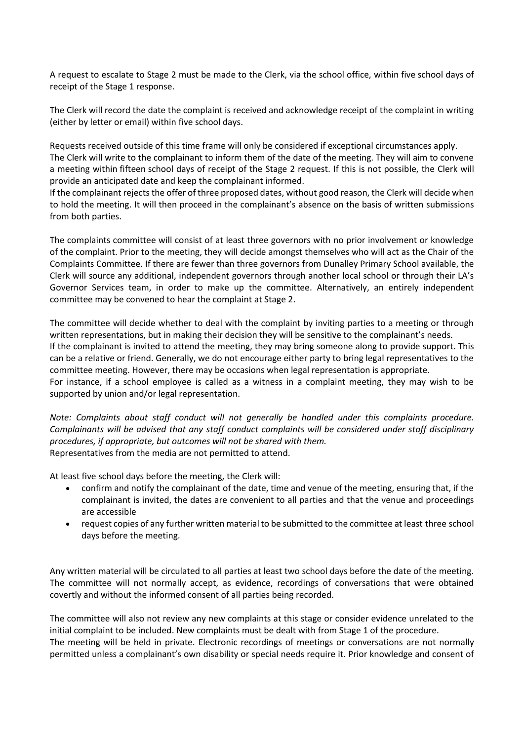A request to escalate to Stage 2 must be made to the Clerk, via the school office, within five school days of receipt of the Stage 1 response.

The Clerk will record the date the complaint is received and acknowledge receipt of the complaint in writing (either by letter or email) within five school days.

Requests received outside of this time frame will only be considered if exceptional circumstances apply.
The Clerk will write to the complainant to inform them of the date of the meeting. They will aim to convene a meeting within fifteen school days of receipt of the Stage 2 request. If this is not possible, the Clerk will provide an anticipated date and keep the complainant informed.
If the complainant rejects the offer of three proposed dates, without good reason, the Clerk will decide when to hold the meeting. It will then proceed in the complainant's absence on the basis of written submissions from both parties.

The complaints committee will consist of at least three governors with no prior involvement or knowledge of the complaint. Prior to the meeting, they will decide amongst themselves who will act as the Chair of the Complaints Committee. If there are fewer than three governors from Dunalley Primary School available, the Clerk will source any additional, independent governors through another local school or through their LA's Governor Services team, in order to make up the committee. Alternatively, an entirely independent committee may be convened to hear the complaint at Stage 2.

The committee will decide whether to deal with the complaint by inviting parties to a meeting or through written representations, but in making their decision they will be sensitive to the complainant's needs.
If the complainant is invited to attend the meeting, they may bring someone along to provide support. This can be a relative or friend. Generally, we do not encourage either party to bring legal representatives to the committee meeting. However, there may be occasions when legal representation is appropriate.
For instance, if a school employee is called as a witness in a complaint meeting, they may wish to be supported by union and/or legal representation.

*Note: Complaints about staff conduct will not generally be handled under this complaints procedure. Complainants will be advised that any staff conduct complaints will be considered under staff disciplinary procedures, if appropriate, but outcomes will not be shared with them.*
Representatives from the media are not permitted to attend.

At least five school days before the meeting, the Clerk will:

- confirm and notify the complainant of the date, time and venue of the meeting, ensuring that, if the complainant is invited, the dates are convenient to all parties and that the venue and proceedings are accessible
- request copies of any further written material to be submitted to the committee at least three school days before the meeting.

Any written material will be circulated to all parties at least two school days before the date of the meeting. The committee will not normally accept, as evidence, recordings of conversations that were obtained covertly and without the informed consent of all parties being recorded.

The committee will also not review any new complaints at this stage or consider evidence unrelated to the initial complaint to be included. New complaints must be dealt with from Stage 1 of the procedure.
The meeting will be held in private. Electronic recordings of meetings or conversations are not normally permitted unless a complainant's own disability or special needs require it. Prior knowledge and consent of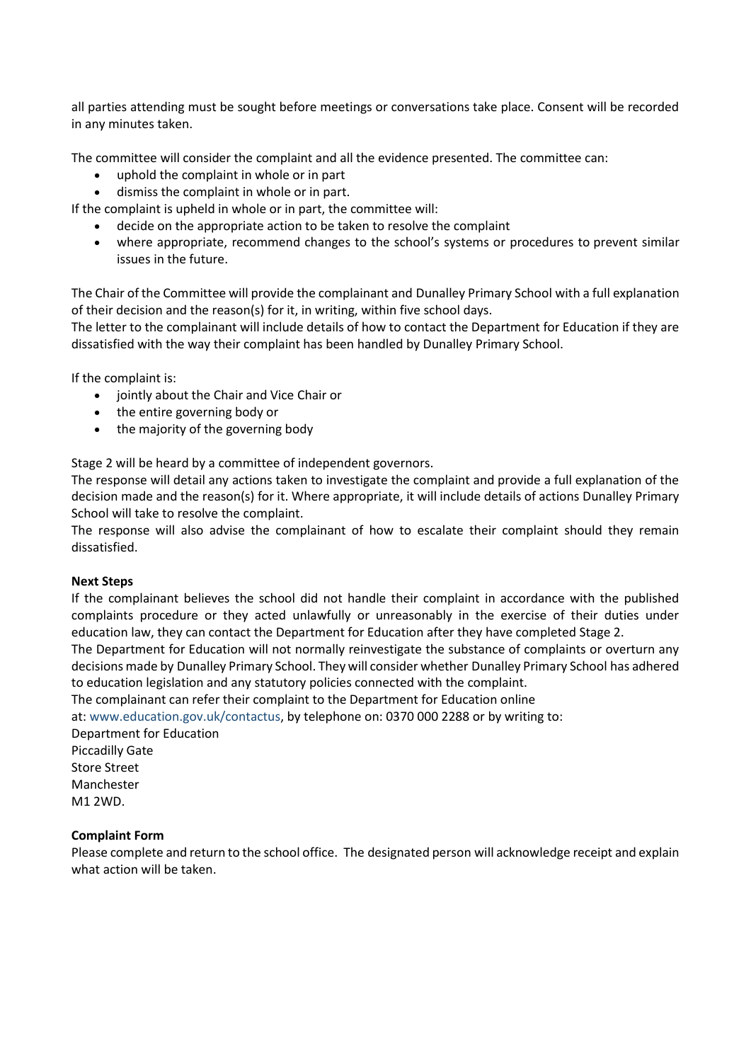all parties attending must be sought before meetings or conversations take place. Consent will be recorded in any minutes taken.

The committee will consider the complaint and all the evidence presented. The committee can:

- uphold the complaint in whole or in part
- dismiss the complaint in whole or in part.

If the complaint is upheld in whole or in part, the committee will:

- decide on the appropriate action to be taken to resolve the complaint
- where appropriate, recommend changes to the school's systems or procedures to prevent similar issues in the future.

The Chair of the Committee will provide the complainant and Dunalley Primary School with a full explanation of their decision and the reason(s) for it, in writing, within five school days.
The letter to the complainant will include details of how to contact the Department for Education if they are dissatisfied with the way their complaint has been handled by Dunalley Primary School.

If the complaint is:

- jointly about the Chair and Vice Chair or
- the entire governing body or
- the majority of the governing body

Stage 2 will be heard by a committee of independent governors.
The response will detail any actions taken to investigate the complaint and provide a full explanation of the decision made and the reason(s) for it. Where appropriate, it will include details of actions Dunalley Primary School will take to resolve the complaint.
The response will also advise the complainant of how to escalate their complaint should they remain dissatisfied.

**Next Steps**
If the complainant believes the school did not handle their complaint in accordance with the published complaints procedure or they acted unlawfully or unreasonably in the exercise of their duties under education law, they can contact the Department for Education after they have completed Stage 2.
The Department for Education will not normally reinvestigate the substance of complaints or overturn any decisions made by Dunalley Primary School. They will consider whether Dunalley Primary School has adhered to education legislation and any statutory policies connected with the complaint.
The complainant can refer their complaint to the Department for Education online
at: www.education.gov.uk/contactus, by telephone on: 0370 000 2288 or by writing to:
Department for Education
Piccadilly Gate
Store Street
Manchester
M1 2WD.

**Complaint Form**
Please complete and return to the school office. The designated person will acknowledge receipt and explain what action will be taken.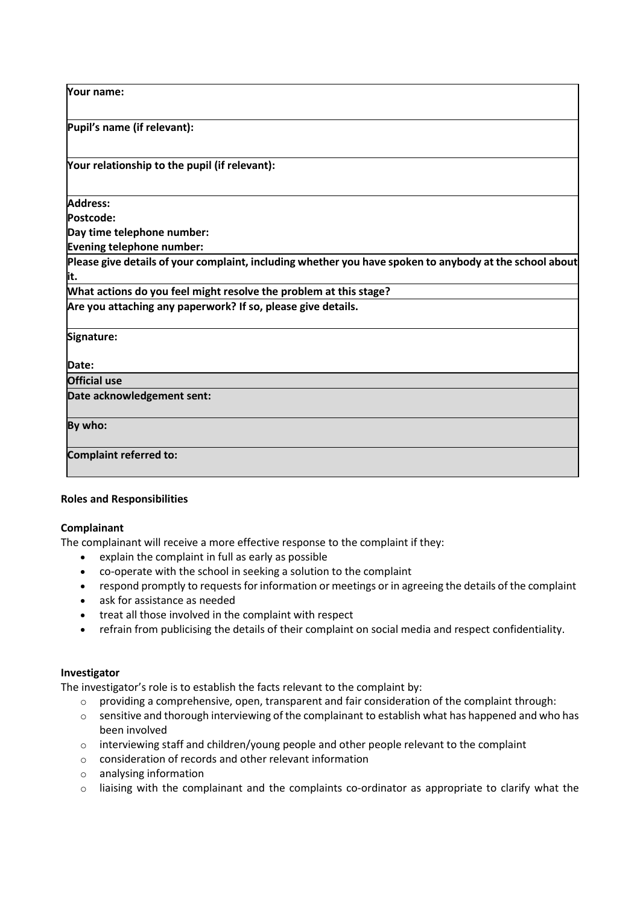| Your name: |
|---|
| **Pupil's name (if relevant):** |
| **Your relationship to the pupil (if relevant):** |
| **Address:**<br>**Postcode:**<br>**Day time telephone number:**<br>**Evening telephone number:** |
| **Please give details of your complaint, including whether you have spoken to anybody at the school about it.** |
| **What actions do you feel might resolve the problem at this stage?** |
| **Are you attaching any paperwork? If so, please give details.** |
| **Signature:**<br><br>**Date:** |
| **Official use** |
| **Date acknowledgement sent:** |
| **By who:** |
| **Complaint referred to:** |

**Roles and Responsibilities**

**Complainant**

The complainant will receive a more effective response to the complaint if they:

- explain the complaint in full as early as possible
- co-operate with the school in seeking a solution to the complaint
- respond promptly to requests for information or meetings or in agreeing the details of the complaint
- ask for assistance as needed
- treat all those involved in the complaint with respect
- refrain from publicising the details of their complaint on social media and respect confidentiality.

**Investigator**

The investigator's role is to establish the facts relevant to the complaint by:

- providing a comprehensive, open, transparent and fair consideration of the complaint through:
- sensitive and thorough interviewing of the complainant to establish what has happened and who has been involved
- interviewing staff and children/young people and other people relevant to the complaint
- consideration of records and other relevant information
- analysing information
- liaising with the complainant and the complaints co-ordinator as appropriate to clarify what the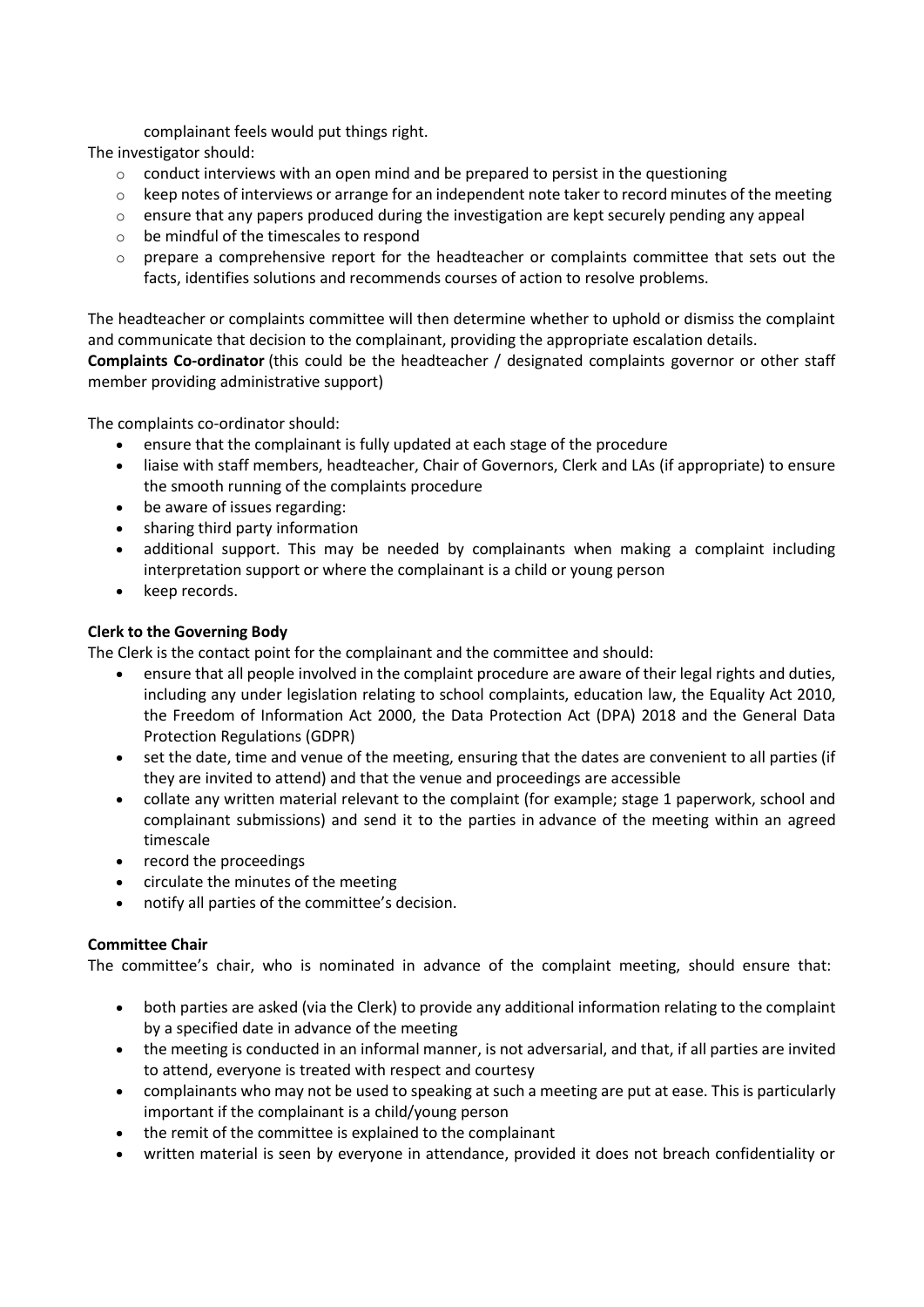complainant feels would put things right.

The investigator should:

- conduct interviews with an open mind and be prepared to persist in the questioning
- keep notes of interviews or arrange for an independent note taker to record minutes of the meeting
- ensure that any papers produced during the investigation are kept securely pending any appeal
- be mindful of the timescales to respond
- prepare a comprehensive report for the headteacher or complaints committee that sets out the facts, identifies solutions and recommends courses of action to resolve problems.

The headteacher or complaints committee will then determine whether to uphold or dismiss the complaint and communicate that decision to the complainant, providing the appropriate escalation details.

**Complaints Co-ordinator** (this could be the headteacher / designated complaints governor or other staff member providing administrative support)

The complaints co-ordinator should:

- ensure that the complainant is fully updated at each stage of the procedure
- liaise with staff members, headteacher, Chair of Governors, Clerk and LAs (if appropriate) to ensure the smooth running of the complaints procedure
- be aware of issues regarding:
- sharing third party information
- additional support. This may be needed by complainants when making a complaint including interpretation support or where the complainant is a child or young person
- keep records.

**Clerk to the Governing Body**

The Clerk is the contact point for the complainant and the committee and should:

- ensure that all people involved in the complaint procedure are aware of their legal rights and duties, including any under legislation relating to school complaints, education law, the Equality Act 2010, the Freedom of Information Act 2000, the Data Protection Act (DPA) 2018 and the General Data Protection Regulations (GDPR)
- set the date, time and venue of the meeting, ensuring that the dates are convenient to all parties (if they are invited to attend) and that the venue and proceedings are accessible
- collate any written material relevant to the complaint (for example; stage 1 paperwork, school and complainant submissions) and send it to the parties in advance of the meeting within an agreed timescale
- record the proceedings
- circulate the minutes of the meeting
- notify all parties of the committee's decision.

**Committee Chair**

The committee's chair, who is nominated in advance of the complaint meeting, should ensure that:

- both parties are asked (via the Clerk) to provide any additional information relating to the complaint by a specified date in advance of the meeting
- the meeting is conducted in an informal manner, is not adversarial, and that, if all parties are invited to attend, everyone is treated with respect and courtesy
- complainants who may not be used to speaking at such a meeting are put at ease. This is particularly important if the complainant is a child/young person
- the remit of the committee is explained to the complainant
- written material is seen by everyone in attendance, provided it does not breach confidentiality or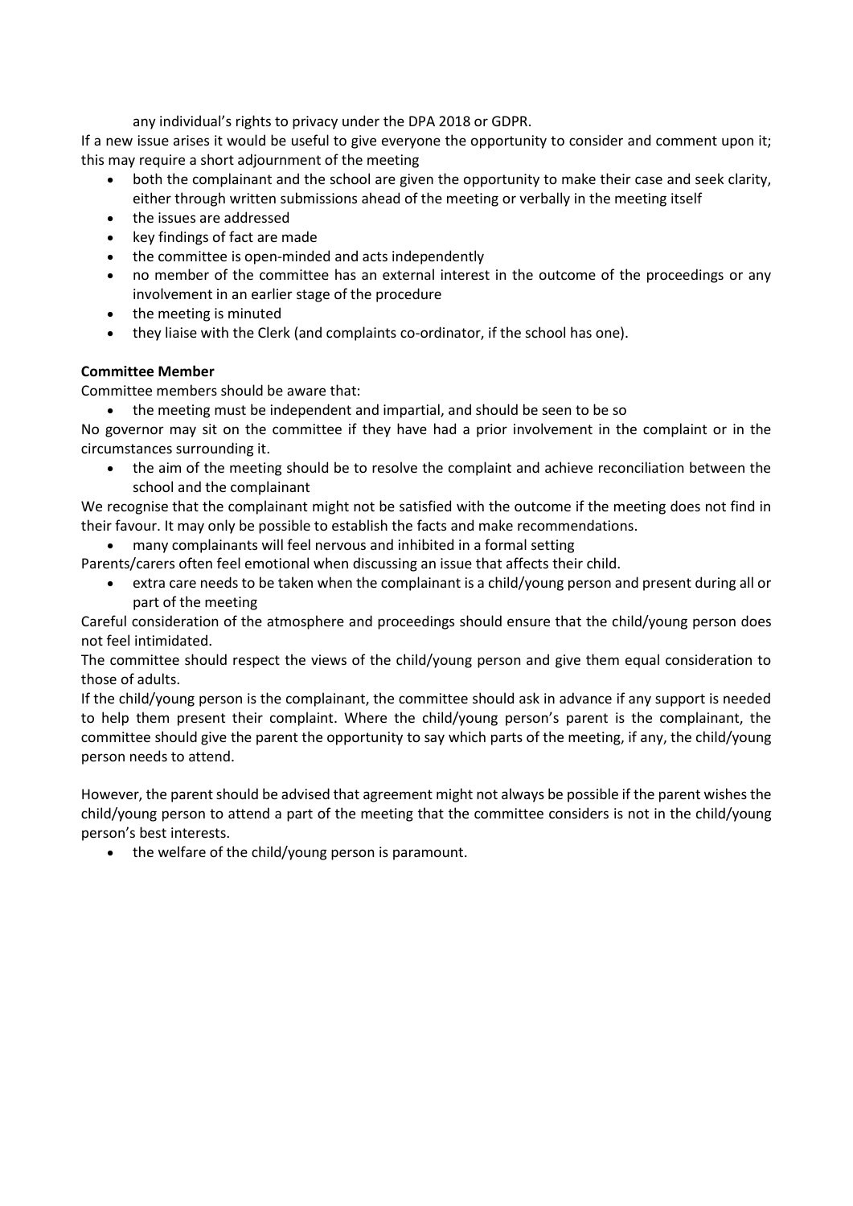any individual's rights to privacy under the DPA 2018 or GDPR.

If a new issue arises it would be useful to give everyone the opportunity to consider and comment upon it; this may require a short adjournment of the meeting

- both the complainant and the school are given the opportunity to make their case and seek clarity, either through written submissions ahead of the meeting or verbally in the meeting itself
- the issues are addressed
- key findings of fact are made
- the committee is open-minded and acts independently
- no member of the committee has an external interest in the outcome of the proceedings or any involvement in an earlier stage of the procedure
- the meeting is minuted
- they liaise with the Clerk (and complaints co-ordinator, if the school has one).

**Committee Member**

Committee members should be aware that:

- the meeting must be independent and impartial, and should be seen to be so

No governor may sit on the committee if they have had a prior involvement in the complaint or in the circumstances surrounding it.

- the aim of the meeting should be to resolve the complaint and achieve reconciliation between the school and the complainant

We recognise that the complainant might not be satisfied with the outcome if the meeting does not find in their favour. It may only be possible to establish the facts and make recommendations.

- many complainants will feel nervous and inhibited in a formal setting

Parents/carers often feel emotional when discussing an issue that affects their child.

- extra care needs to be taken when the complainant is a child/young person and present during all or part of the meeting

Careful consideration of the atmosphere and proceedings should ensure that the child/young person does not feel intimidated.

The committee should respect the views of the child/young person and give them equal consideration to those of adults.

If the child/young person is the complainant, the committee should ask in advance if any support is needed to help them present their complaint. Where the child/young person's parent is the complainant, the committee should give the parent the opportunity to say which parts of the meeting, if any, the child/young person needs to attend.

However, the parent should be advised that agreement might not always be possible if the parent wishes the child/young person to attend a part of the meeting that the committee considers is not in the child/young person's best interests.

- the welfare of the child/young person is paramount.